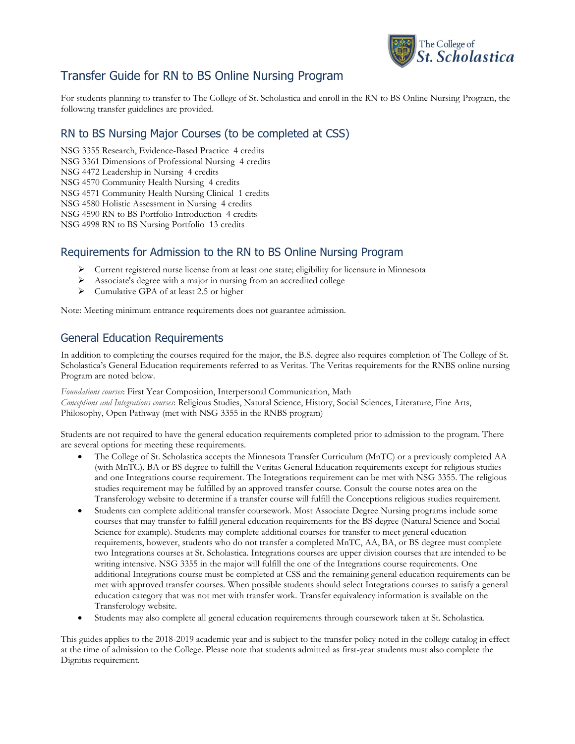# Transfer Guide for RN to BS Online Nursing Program

For students planning to transfer to The College of St. Scholastica and enroll in the RN to BS Online Nursing Program, the following transfer guidelines are provided.

## RN to BS Nursing Major Courses (to be completed at CSS)

NSG 3355 Research, Evidence-Based Practice 4 credits
NSG 3361 Dimensions of Professional Nursing 4 credits
NSG 4472 Leadership in Nursing 4 credits
NSG 4570 Community Health Nursing 4 credits
NSG 4571 Community Health Nursing Clinical 1 credits
NSG 4580 Holistic Assessment in Nursing 4 credits
NSG 4590 RN to BS Portfolio Introduction 4 credits
NSG 4998 RN to BS Nursing Portfolio 13 credits

## Requirements for Admission to the RN to BS Online Nursing Program

- Current registered nurse license from at least one state; eligibility for licensure in Minnesota
- Associate's degree with a major in nursing from an accredited college
- Cumulative GPA of at least 2.5 or higher

Note: Meeting minimum entrance requirements does not guarantee admission.

## General Education Requirements

In addition to completing the courses required for the major, the B.S. degree also requires completion of The College of St. Scholastica's General Education requirements referred to as Veritas. The Veritas requirements for the RNBS online nursing Program are noted below.

*Foundations courses*: First Year Composition, Interpersonal Communication, Math
*Conceptions and Integrations courses*: Religious Studies, Natural Science, History, Social Sciences, Literature, Fine Arts, Philosophy, Open Pathway (met with NSG 3355 in the RNBS program)

Students are not required to have the general education requirements completed prior to admission to the program. There are several options for meeting these requirements.

- The College of St. Scholastica accepts the Minnesota Transfer Curriculum (MnTC) or a previously completed AA (with MnTC), BA or BS degree to fulfill the Veritas General Education requirements except for religious studies and one Integrations course requirement. The Integrations requirement can be met with NSG 3355. The religious studies requirement may be fulfilled by an approved transfer course. Consult the course notes area on the Transferology website to determine if a transfer course will fulfill the Conceptions religious studies requirement.
- Students can complete additional transfer coursework. Most Associate Degree Nursing programs include some courses that may transfer to fulfill general education requirements for the BS degree (Natural Science and Social Science for example). Students may complete additional courses for transfer to meet general education requirements, however, students who do not transfer a completed MnTC, AA, BA, or BS degree must complete two Integrations courses at St. Scholastica. Integrations courses are upper division courses that are intended to be writing intensive. NSG 3355 in the major will fulfill the one of the Integrations course requirements. One additional Integrations course must be completed at CSS and the remaining general education requirements can be met with approved transfer courses. When possible students should select Integrations courses to satisfy a general education category that was not met with transfer work. Transfer equivalency information is available on the Transferology website.
- Students may also complete all general education requirements through coursework taken at St. Scholastica.

This guides applies to the 2018-2019 academic year and is subject to the transfer policy noted in the college catalog in effect at the time of admission to the College. Please note that students admitted as first-year students must also complete the Dignitas requirement.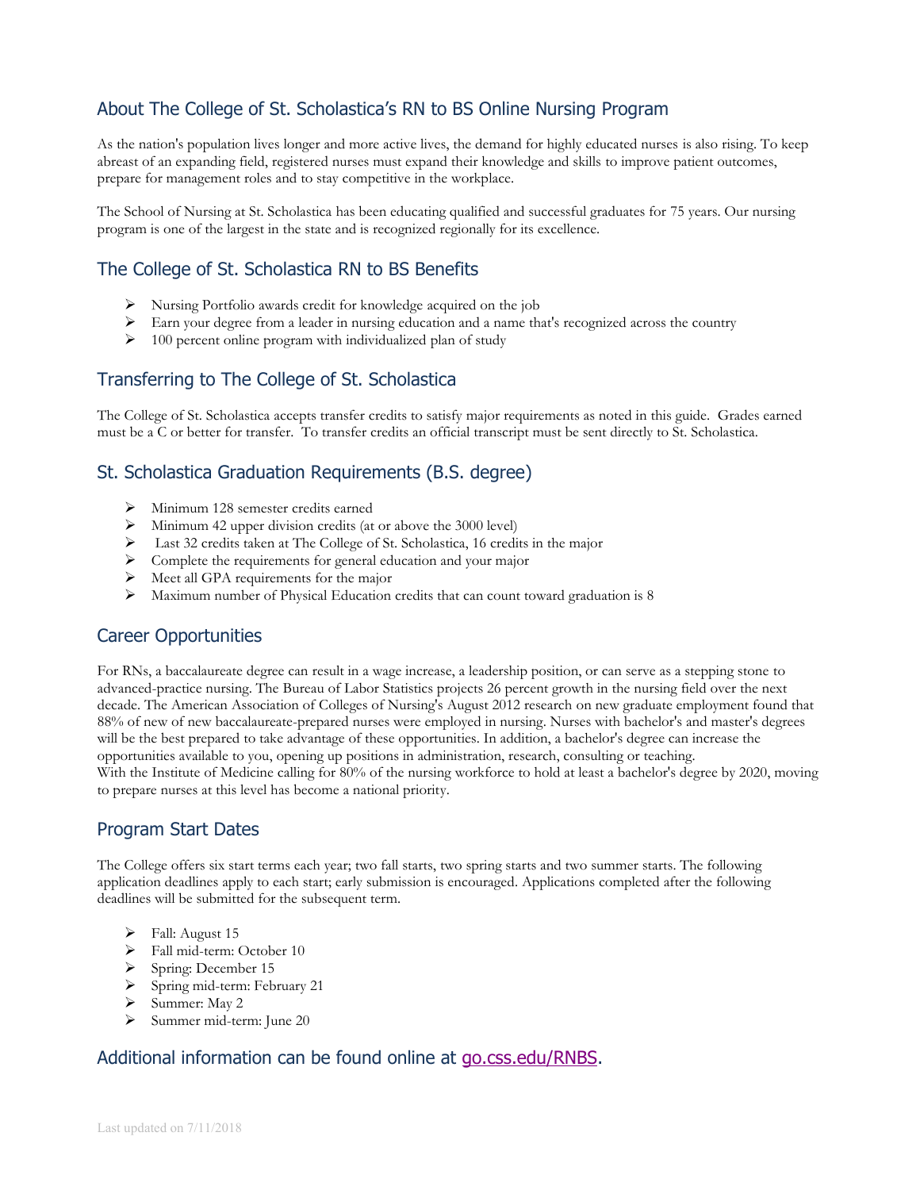## About The College of St. Scholastica's RN to BS Online Nursing Program

As the nation's population lives longer and more active lives, the demand for highly educated nurses is also rising. To keep abreast of an expanding field, registered nurses must expand their knowledge and skills to improve patient outcomes, prepare for management roles and to stay competitive in the workplace.

The School of Nursing at St. Scholastica has been educating qualified and successful graduates for 75 years. Our nursing program is one of the largest in the state and is recognized regionally for its excellence.

## The College of St. Scholastica RN to BS Benefits

- Nursing Portfolio awards credit for knowledge acquired on the job
- Earn your degree from a leader in nursing education and a name that's recognized across the country
- 100 percent online program with individualized plan of study

## Transferring to The College of St. Scholastica

The College of St. Scholastica accepts transfer credits to satisfy major requirements as noted in this guide. Grades earned must be a C or better for transfer. To transfer credits an official transcript must be sent directly to St. Scholastica.

## St. Scholastica Graduation Requirements (B.S. degree)

- Minimum 128 semester credits earned
- Minimum 42 upper division credits (at or above the 3000 level)
- Last 32 credits taken at The College of St. Scholastica, 16 credits in the major
- Complete the requirements for general education and your major
- Meet all GPA requirements for the major
- Maximum number of Physical Education credits that can count toward graduation is 8

## Career Opportunities

For RNs, a baccalaureate degree can result in a wage increase, a leadership position, or can serve as a stepping stone to advanced-practice nursing. The Bureau of Labor Statistics projects 26 percent growth in the nursing field over the next decade. The American Association of Colleges of Nursing's August 2012 research on new graduate employment found that 88% of new of new baccalaureate-prepared nurses were employed in nursing. Nurses with bachelor's and master's degrees will be the best prepared to take advantage of these opportunities. In addition, a bachelor's degree can increase the opportunities available to you, opening up positions in administration, research, consulting or teaching.
With the Institute of Medicine calling for 80% of the nursing workforce to hold at least a bachelor's degree by 2020, moving to prepare nurses at this level has become a national priority.

## Program Start Dates

The College offers six start terms each year; two fall starts, two spring starts and two summer starts. The following application deadlines apply to each start; early submission is encouraged. Applications completed after the following deadlines will be submitted for the subsequent term.

- Fall: August 15
- Fall mid-term: October 10
- Spring: December 15
- Spring mid-term: February 21
- Summer: May 2
- Summer mid-term: June 20

## Additional information can be found online at [go.css.edu/RNBS](go.css.edu/RNBS).

Last updated on 7/11/2018